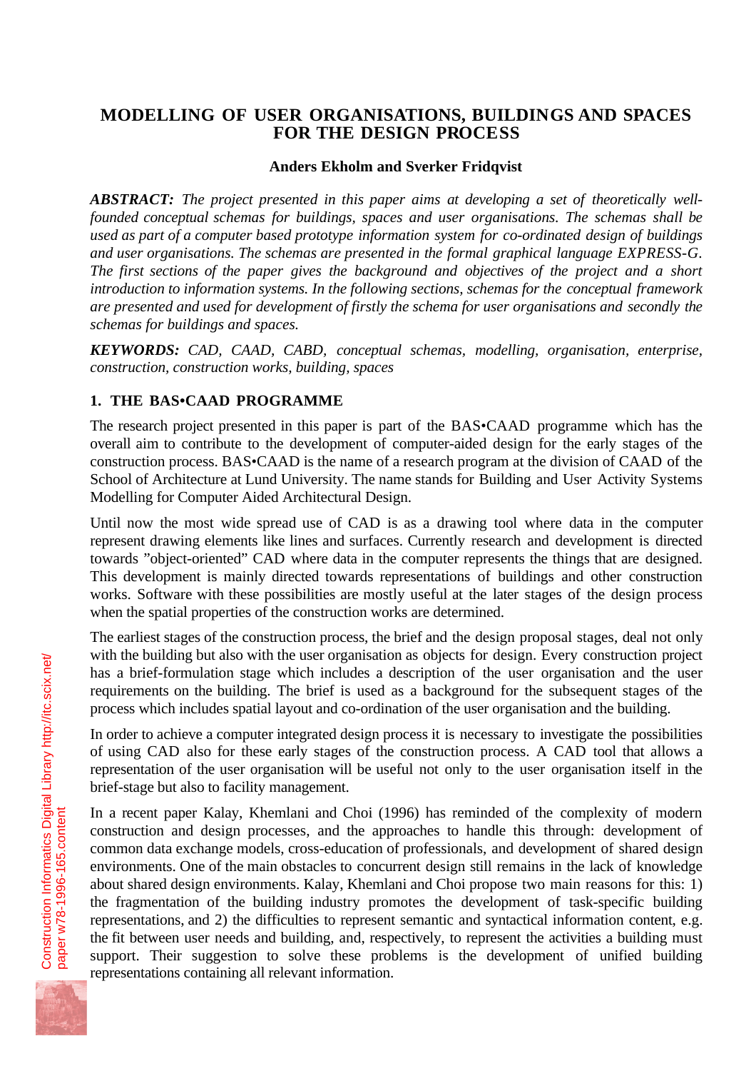# MODELLING OF USER ORGANISATIONS, BUILDINGS AND SPACES FOR THE DESIGN PROCESS

**Anders Ekholm and Sverker Fridqvist**

***ABSTRACT:*** *The project presented in this paper aims at developing a set of theoretically well-founded conceptual schemas for buildings, spaces and user organisations. The schemas shall be used as part of a computer based prototype information system for co-ordinated design of buildings and user organisations. The schemas are presented in the formal graphical language EXPRESS-G. The first sections of the paper gives the background and objectives of the project and a short introduction to information systems. In the following sections, schemas for the conceptual framework are presented and used for development of firstly the schema for user organisations and secondly the schemas for buildings and spaces.*

***KEYWORDS:*** *CAD, CAAD, CABD, conceptual schemas, modelling, organisation, enterprise, construction, construction works, building, spaces*

## 1. THE BAS•CAAD PROGRAMME

The research project presented in this paper is part of the BAS•CAAD programme which has the overall aim to contribute to the development of computer-aided design for the early stages of the construction process. BAS•CAAD is the name of a research program at the division of CAAD of the School of Architecture at Lund University. The name stands for Building and User Activity Systems Modelling for Computer Aided Architectural Design.

Until now the most wide spread use of CAD is as a drawing tool where data in the computer represent drawing elements like lines and surfaces. Currently research and development is directed towards ”object-oriented” CAD where data in the computer represents the things that are designed. This development is mainly directed towards representations of buildings and other construction works. Software with these possibilities are mostly useful at the later stages of the design process when the spatial properties of the construction works are determined.

The earliest stages of the construction process, the brief and the design proposal stages, deal not only with the building but also with the user organisation as objects for design. Every construction project has a brief-formulation stage which includes a description of the user organisation and the user requirements on the building. The brief is used as a background for the subsequent stages of the process which includes spatial layout and co-ordination of the user organisation and the building.

In order to achieve a computer integrated design process it is necessary to investigate the possibilities of using CAD also for these early stages of the construction process. A CAD tool that allows a representation of the user organisation will be useful not only to the user organisation itself in the brief-stage but also to facility management.

In a recent paper Kalay, Khemlani and Choi (1996) has reminded of the complexity of modern construction and design processes, and the approaches to handle this through: development of common data exchange models, cross-education of professionals, and development of shared design environments. One of the main obstacles to concurrent design still remains in the lack of knowledge about shared design environments. Kalay, Khemlani and Choi propose two main reasons for this: 1) the fragmentation of the building industry promotes the development of task-specific building representations, and 2) the difficulties to represent semantic and syntactical information content, e.g. the fit between user needs and building, and, respectively, to represent the activities a building must support. Their suggestion to solve these problems is the development of unified building representations containing all relevant information.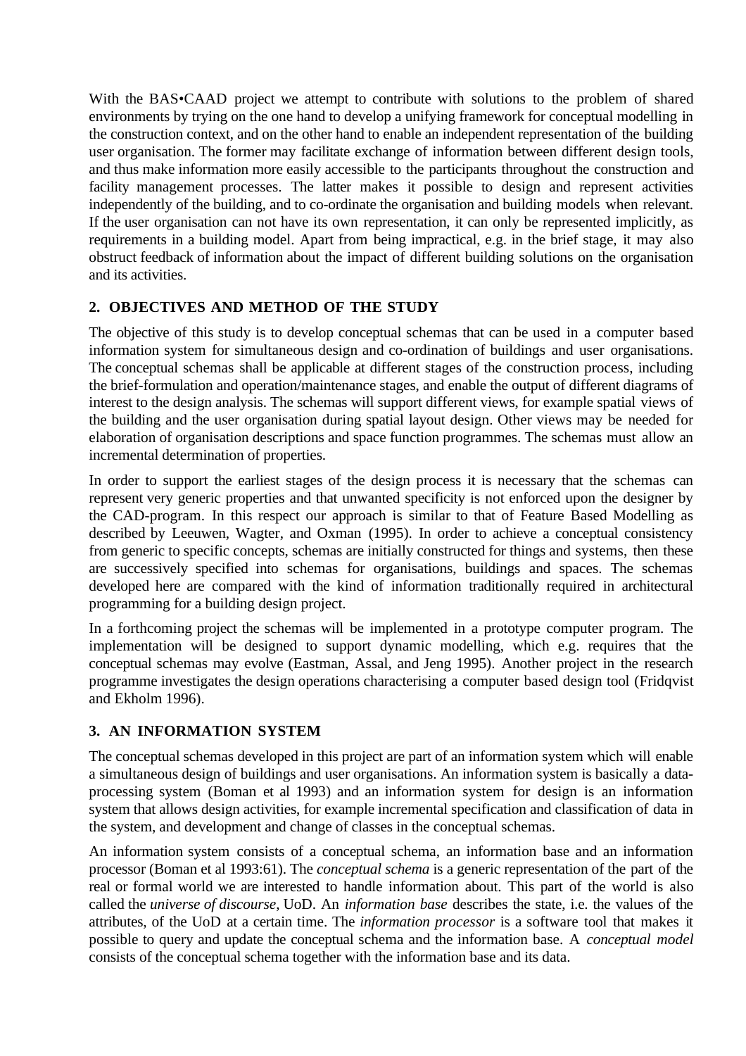With the BAS•CAAD project we attempt to contribute with solutions to the problem of shared environments by trying on the one hand to develop a unifying framework for conceptual modelling in the construction context, and on the other hand to enable an independent representation of the building user organisation. The former may facilitate exchange of information between different design tools, and thus make information more easily accessible to the participants throughout the construction and facility management processes. The latter makes it possible to design and represent activities independently of the building, and to co-ordinate the organisation and building models when relevant. If the user organisation can not have its own representation, it can only be represented implicitly, as requirements in a building model. Apart from being impractical, e.g. in the brief stage, it may also obstruct feedback of information about the impact of different building solutions on the organisation and its activities.

## 2. OBJECTIVES AND METHOD OF THE STUDY

The objective of this study is to develop conceptual schemas that can be used in a computer based information system for simultaneous design and co-ordination of buildings and user organisations. The conceptual schemas shall be applicable at different stages of the construction process, including the brief-formulation and operation/maintenance stages, and enable the output of different diagrams of interest to the design analysis. The schemas will support different views, for example spatial views of the building and the user organisation during spatial layout design. Other views may be needed for elaboration of organisation descriptions and space function programmes. The schemas must allow an incremental determination of properties.

In order to support the earliest stages of the design process it is necessary that the schemas can represent very generic properties and that unwanted specificity is not enforced upon the designer by the CAD-program. In this respect our approach is similar to that of Feature Based Modelling as described by Leeuwen, Wagter, and Oxman (1995). In order to achieve a conceptual consistency from generic to specific concepts, schemas are initially constructed for things and systems, then these are successively specified into schemas for organisations, buildings and spaces. The schemas developed here are compared with the kind of information traditionally required in architectural programming for a building design project.

In a forthcoming project the schemas will be implemented in a prototype computer program. The implementation will be designed to support dynamic modelling, which e.g. requires that the conceptual schemas may evolve (Eastman, Assal, and Jeng 1995). Another project in the research programme investigates the design operations characterising a computer based design tool (Fridqvist and Ekholm 1996).

## 3. AN INFORMATION SYSTEM

The conceptual schemas developed in this project are part of an information system which will enable a simultaneous design of buildings and user organisations. An information system is basically a data-processing system (Boman et al 1993) and an information system for design is an information system that allows design activities, for example incremental specification and classification of data in the system, and development and change of classes in the conceptual schemas.

An information system consists of a conceptual schema, an information base and an information processor (Boman et al 1993:61). The *conceptual schema* is a generic representation of the part of the real or formal world we are interested to handle information about. This part of the world is also called the *universe of discourse*, UoD. An *information base* describes the state, i.e. the values of the attributes, of the UoD at a certain time. The *information processor* is a software tool that makes it possible to query and update the conceptual schema and the information base. A *conceptual model* consists of the conceptual schema together with the information base and its data.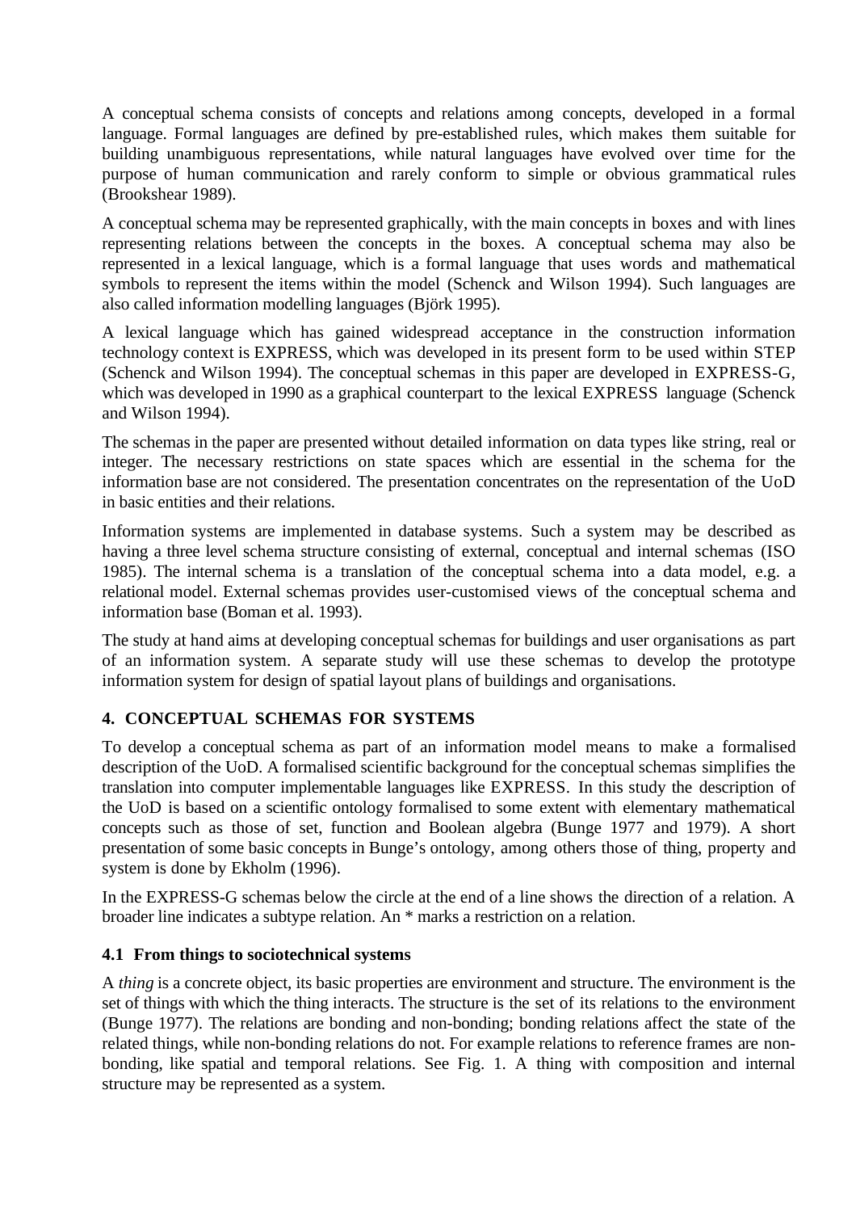A conceptual schema consists of concepts and relations among concepts, developed in a formal language. Formal languages are defined by pre-established rules, which makes them suitable for building unambiguous representations, while natural languages have evolved over time for the purpose of human communication and rarely conform to simple or obvious grammatical rules (Brookshear 1989).

A conceptual schema may be represented graphically, with the main concepts in boxes and with lines representing relations between the concepts in the boxes. A conceptual schema may also be represented in a lexical language, which is a formal language that uses words and mathematical symbols to represent the items within the model (Schenck and Wilson 1994). Such languages are also called information modelling languages (Björk 1995).

A lexical language which has gained widespread acceptance in the construction information technology context is EXPRESS, which was developed in its present form to be used within STEP (Schenck and Wilson 1994). The conceptual schemas in this paper are developed in EXPRESS-G, which was developed in 1990 as a graphical counterpart to the lexical EXPRESS language (Schenck and Wilson 1994).

The schemas in the paper are presented without detailed information on data types like string, real or integer. The necessary restrictions on state spaces which are essential in the schema for the information base are not considered. The presentation concentrates on the representation of the UoD in basic entities and their relations.

Information systems are implemented in database systems. Such a system may be described as having a three level schema structure consisting of external, conceptual and internal schemas (ISO 1985). The internal schema is a translation of the conceptual schema into a data model, e.g. a relational model. External schemas provides user-customised views of the conceptual schema and information base (Boman et al. 1993).

The study at hand aims at developing conceptual schemas for buildings and user organisations as part of an information system. A separate study will use these schemas to develop the prototype information system for design of spatial layout plans of buildings and organisations.

## 4. CONCEPTUAL SCHEMAS FOR SYSTEMS

To develop a conceptual schema as part of an information model means to make a formalised description of the UoD. A formalised scientific background for the conceptual schemas simplifies the translation into computer implementable languages like EXPRESS. In this study the description of the UoD is based on a scientific ontology formalised to some extent with elementary mathematical concepts such as those of set, function and Boolean algebra (Bunge 1977 and 1979). A short presentation of some basic concepts in Bunge's ontology, among others those of thing, property and system is done by Ekholm (1996).

In the EXPRESS-G schemas below the circle at the end of a line shows the direction of a relation. A broader line indicates a subtype relation. An * marks a restriction on a relation.

### 4.1 From things to sociotechnical systems

A *thing* is a concrete object, its basic properties are environment and structure. The environment is the set of things with which the thing interacts. The structure is the set of its relations to the environment (Bunge 1977). The relations are bonding and non-bonding; bonding relations affect the state of the related things, while non-bonding relations do not. For example relations to reference frames are non-bonding, like spatial and temporal relations. See Fig. 1. A thing with composition and internal structure may be represented as a system.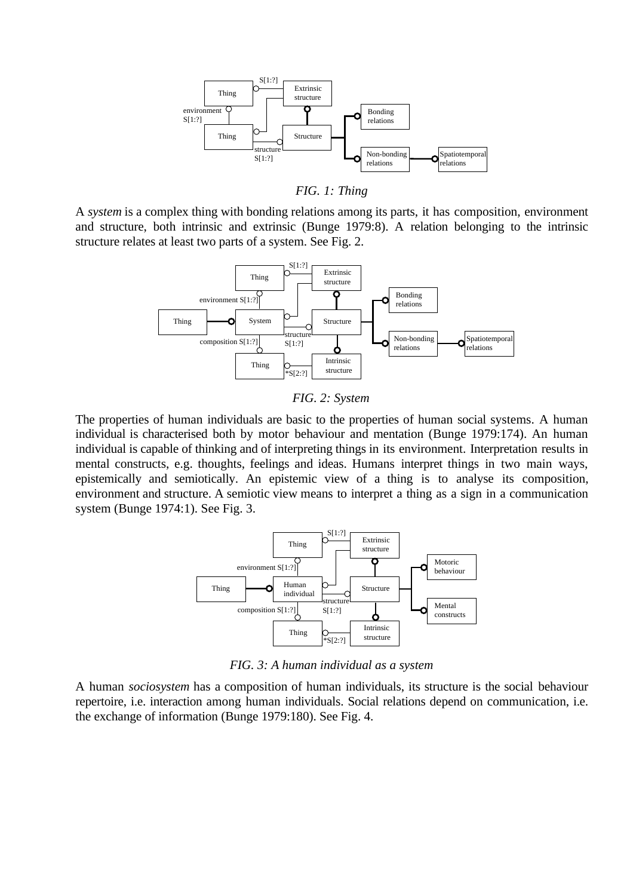*FIG. 1: Thing*

A *system* is a complex thing with bonding relations among its parts, it has composition, environment and structure, both intrinsic and extrinsic (Bunge 1979:8). A relation belonging to the intrinsic structure relates at least two parts of a system. See Fig. 2.

*FIG. 2: System*

The properties of human individuals are basic to the properties of human social systems. A human individual is characterised both by motor behaviour and mentation (Bunge 1979:174). An human individual is capable of thinking and of interpreting things in its environment. Interpretation results in mental constructs, e.g. thoughts, feelings and ideas. Humans interpret things in two main ways, epistemically and semiotically. An epistemic view of a thing is to analyse its composition, environment and structure. A semiotic view means to interpret a thing as a sign in a communication system (Bunge 1974:1). See Fig. 3.

*FIG. 3: A human individual as a system*

A human *sociosystem* has a composition of human individuals, its structure is the social behaviour repertoire, i.e. interaction among human individuals. Social relations depend on communication, i.e. the exchange of information (Bunge 1979:180). See Fig. 4.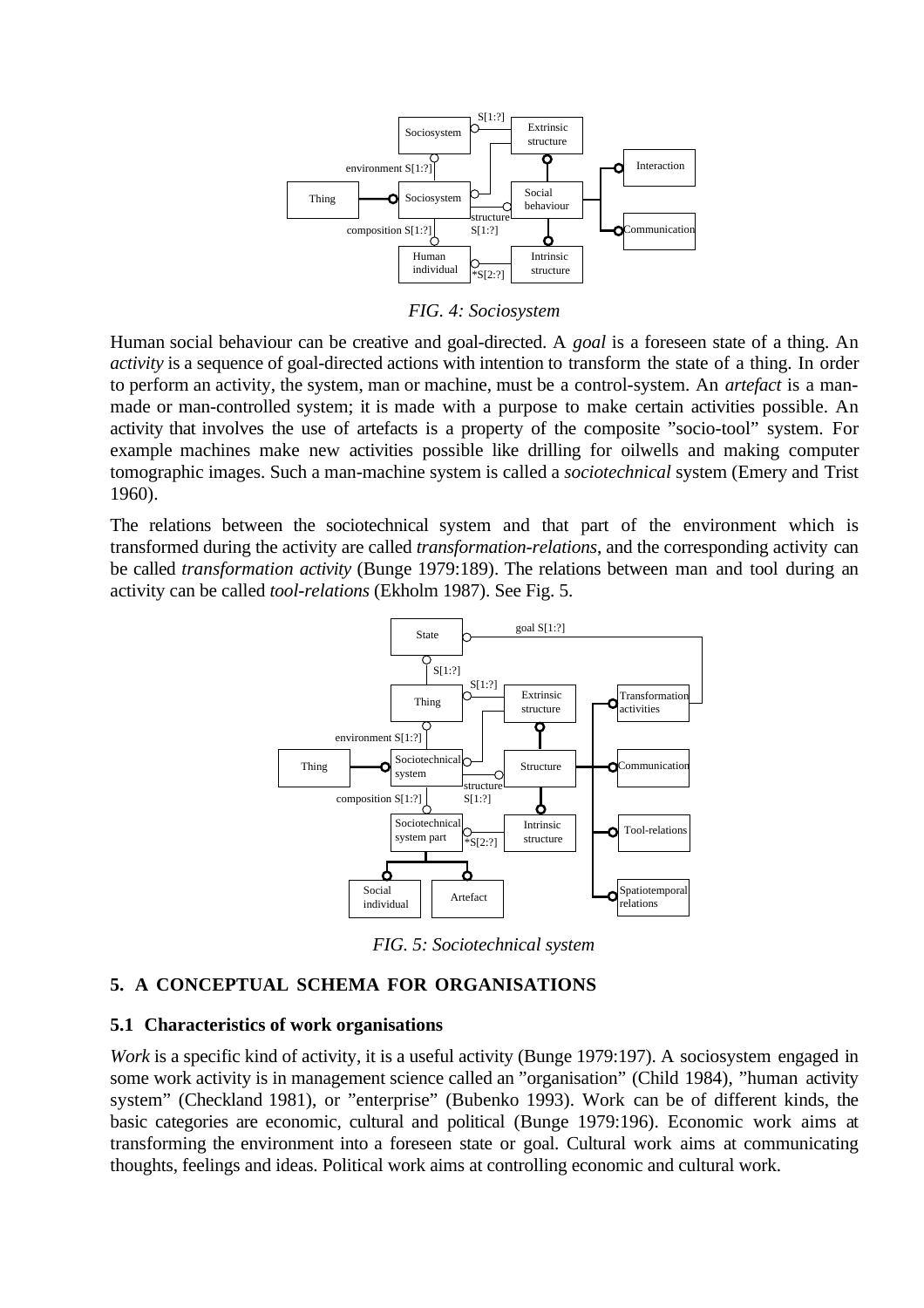*FIG. 4: Sociosystem*

Human social behaviour can be creative and goal-directed. A *goal* is a foreseen state of a thing. An *activity* is a sequence of goal-directed actions with intention to transform the state of a thing. In order to perform an activity, the system, man or machine, must be a control-system. An *artefact* is a man-made or man-controlled system; it is made with a purpose to make certain activities possible. An activity that involves the use of artefacts is a property of the composite "socio-tool" system. For example machines make new activities possible like drilling for oilwells and making computer tomographic images. Such a man-machine system is called a *sociotechnical* system (Emery and Trist 1960).

The relations between the sociotechnical system and that part of the environment which is transformed during the activity are called *transformation-relations*, and the corresponding activity can be called *transformation activity* (Bunge 1979:189). The relations between man and tool during an activity can be called *tool-relations* (Ekholm 1987). See Fig. 5.

*FIG. 5: Sociotechnical system*

## 5. A CONCEPTUAL SCHEMA FOR ORGANISATIONS

### 5.1 Characteristics of work organisations

*Work* is a specific kind of activity, it is a useful activity (Bunge 1979:197). A sociosystem engaged in some work activity is in management science called an "organisation" (Child 1984), "human activity system" (Checkland 1981), or "enterprise" (Bubenko 1993). Work can be of different kinds, the basic categories are economic, cultural and political (Bunge 1979:196). Economic work aims at transforming the environment into a foreseen state or goal. Cultural work aims at communicating thoughts, feelings and ideas. Political work aims at controlling economic and cultural work.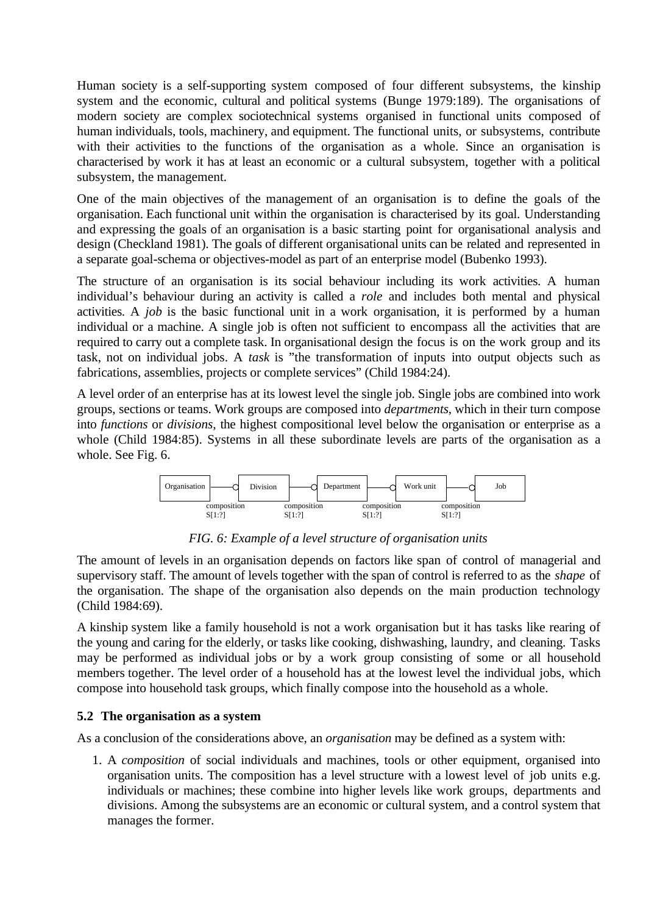Human society is a self-supporting system composed of four different subsystems, the kinship system and the economic, cultural and political systems (Bunge 1979:189). The organisations of modern society are complex sociotechnical systems organised in functional units composed of human individuals, tools, machinery, and equipment. The functional units, or subsystems, contribute with their activities to the functions of the organisation as a whole. Since an organisation is characterised by work it has at least an economic or a cultural subsystem, together with a political subsystem, the management.

One of the main objectives of the management of an organisation is to define the goals of the organisation. Each functional unit within the organisation is characterised by its goal. Understanding and expressing the goals of an organisation is a basic starting point for organisational analysis and design (Checkland 1981). The goals of different organisational units can be related and represented in a separate goal-schema or objectives-model as part of an enterprise model (Bubenko 1993).

The structure of an organisation is its social behaviour including its work activities. A human individual's behaviour during an activity is called a *role* and includes both mental and physical activities. A *job* is the basic functional unit in a work organisation, it is performed by a human individual or a machine. A single job is often not sufficient to encompass all the activities that are required to carry out a complete task. In organisational design the focus is on the work group and its task, not on individual jobs. A *task* is "the transformation of inputs into output objects such as fabrications, assemblies, projects or complete services" (Child 1984:24).

A level order of an enterprise has at its lowest level the single job. Single jobs are combined into work groups, sections or teams. Work groups are composed into *departments*, which in their turn compose into *functions* or *divisions*, the highest compositional level below the organisation or enterprise as a whole (Child 1984:85). Systems in all these subordinate levels are parts of the organisation as a whole. See Fig. 6.

Organisation —o Division —o Department —o Work unit —o Job
(each link: composition S[1:?])

*FIG. 6: Example of a level structure of organisation units*

The amount of levels in an organisation depends on factors like span of control of managerial and supervisory staff. The amount of levels together with the span of control is referred to as the *shape* of the organisation. The shape of the organisation also depends on the main production technology (Child 1984:69).

A kinship system like a family household is not a work organisation but it has tasks like rearing of the young and caring for the elderly, or tasks like cooking, dishwashing, laundry, and cleaning. Tasks may be performed as individual jobs or by a work group consisting of some or all household members together. The level order of a household has at the lowest level the individual jobs, which compose into household task groups, which finally compose into the household as a whole.

### 5.2 The organisation as a system

As a conclusion of the considerations above, an *organisation* may be defined as a system with:

1. A *composition* of social individuals and machines, tools or other equipment, organised into organisation units. The composition has a level structure with a lowest level of job units e.g. individuals or machines; these combine into higher levels like work groups, departments and divisions. Among the subsystems are an economic or cultural system, and a control system that manages the former.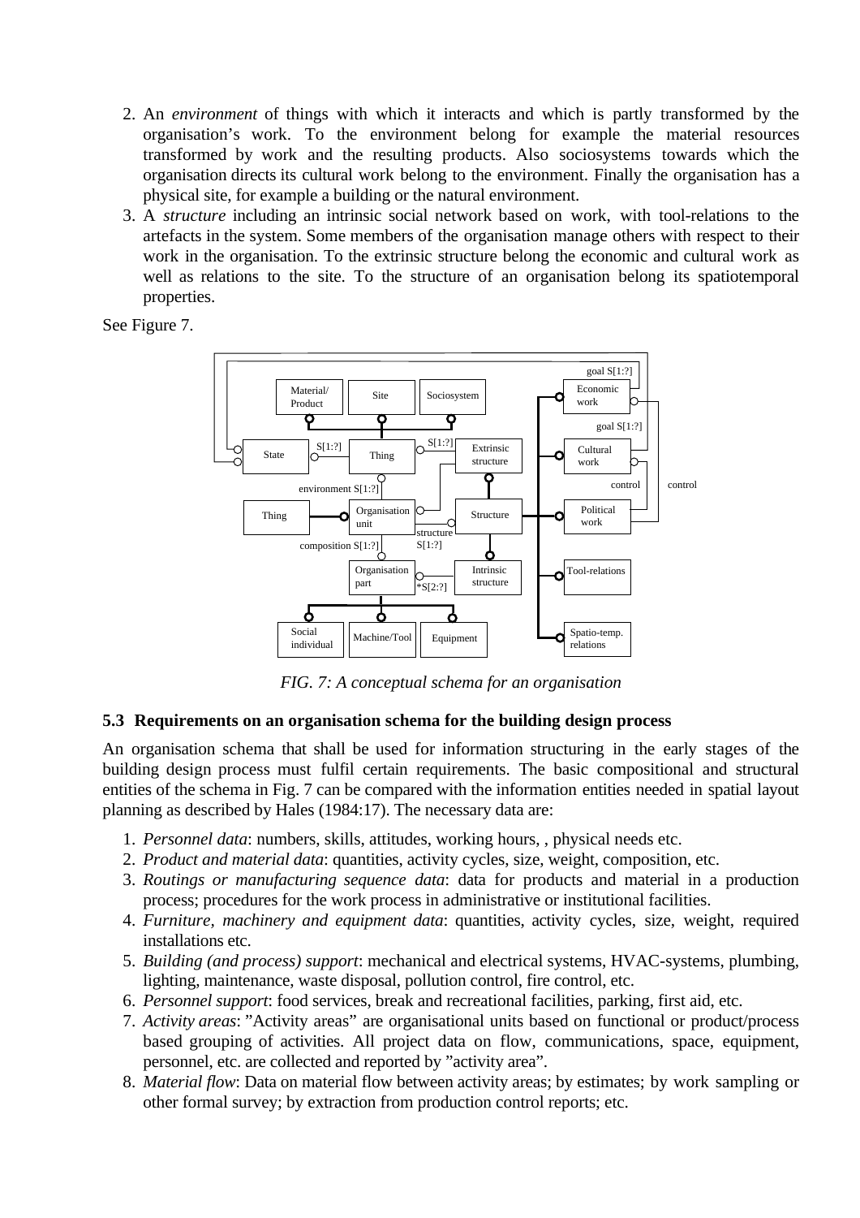2. An *environment* of things with which it interacts and which is partly transformed by the organisation's work. To the environment belong for example the material resources transformed by work and the resulting products. Also sociosystems towards which the organisation directs its cultural work belong to the environment. Finally the organisation has a physical site, for example a building or the natural environment.
3. A *structure* including an intrinsic social network based on work, with tool-relations to the artefacts in the system. Some members of the organisation manage others with respect to their work in the organisation. To the extrinsic structure belong the economic and cultural work as well as relations to the site. To the structure of an organisation belong its spatiotemporal properties.

See Figure 7.

*FIG. 7: A conceptual schema for an organisation*

### 5.3 Requirements on an organisation schema for the building design process

An organisation schema that shall be used for information structuring in the early stages of the building design process must fulfil certain requirements. The basic compositional and structural entities of the schema in Fig. 7 can be compared with the information entities needed in spatial layout planning as described by Hales (1984:17). The necessary data are:

1. *Personnel data*: numbers, skills, attitudes, working hours, , physical needs etc.
2. *Product and material data*: quantities, activity cycles, size, weight, composition, etc.
3. *Routings or manufacturing sequence data*: data for products and material in a production process; procedures for the work process in administrative or institutional facilities.
4. *Furniture, machinery and equipment data*: quantities, activity cycles, size, weight, required installations etc.
5. *Building (and process) support*: mechanical and electrical systems, HVAC-systems, plumbing, lighting, maintenance, waste disposal, pollution control, fire control, etc.
6. *Personnel support*: food services, break and recreational facilities, parking, first aid, etc.
7. *Activity areas*: "Activity areas" are organisational units based on functional or product/process based grouping of activities. All project data on flow, communications, space, equipment, personnel, etc. are collected and reported by "activity area".
8. *Material flow*: Data on material flow between activity areas; by estimates; by work sampling or other formal survey; by extraction from production control reports; etc.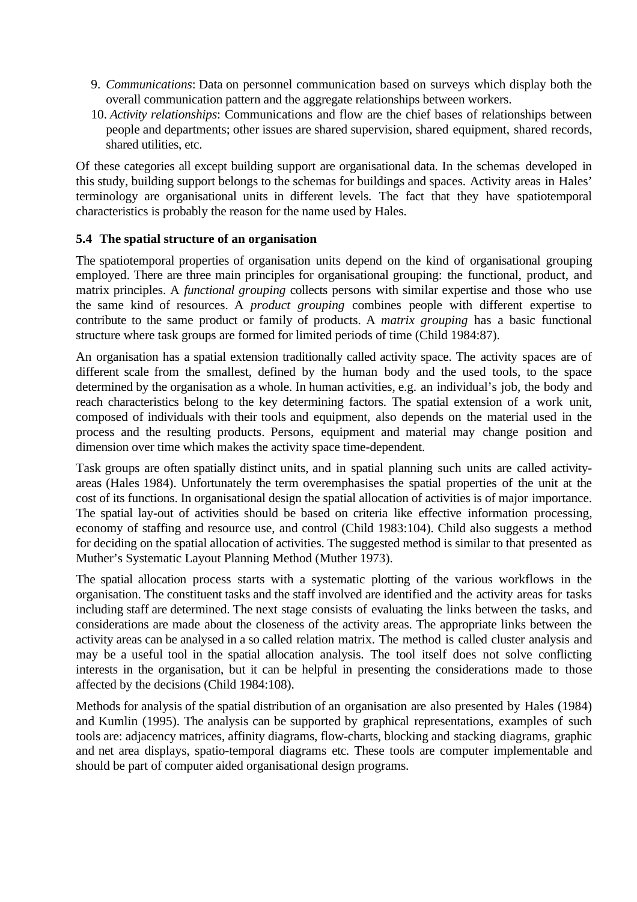9. *Communications*: Data on personnel communication based on surveys which display both the overall communication pattern and the aggregate relationships between workers.
10. *Activity relationships*: Communications and flow are the chief bases of relationships between people and departments; other issues are shared supervision, shared equipment, shared records, shared utilities, etc.

Of these categories all except building support are organisational data. In the schemas developed in this study, building support belongs to the schemas for buildings and spaces. Activity areas in Hales' terminology are organisational units in different levels. The fact that they have spatiotemporal characteristics is probably the reason for the name used by Hales.

### 5.4 The spatial structure of an organisation

The spatiotemporal properties of organisation units depend on the kind of organisational grouping employed. There are three main principles for organisational grouping: the functional, product, and matrix principles. A *functional grouping* collects persons with similar expertise and those who use the same kind of resources. A *product grouping* combines people with different expertise to contribute to the same product or family of products. A *matrix grouping* has a basic functional structure where task groups are formed for limited periods of time (Child 1984:87).

An organisation has a spatial extension traditionally called activity space. The activity spaces are of different scale from the smallest, defined by the human body and the used tools, to the space determined by the organisation as a whole. In human activities, e.g. an individual's job, the body and reach characteristics belong to the key determining factors. The spatial extension of a work unit, composed of individuals with their tools and equipment, also depends on the material used in the process and the resulting products. Persons, equipment and material may change position and dimension over time which makes the activity space time-dependent.

Task groups are often spatially distinct units, and in spatial planning such units are called activity-areas (Hales 1984). Unfortunately the term overemphasises the spatial properties of the unit at the cost of its functions. In organisational design the spatial allocation of activities is of major importance. The spatial lay-out of activities should be based on criteria like effective information processing, economy of staffing and resource use, and control (Child 1983:104). Child also suggests a method for deciding on the spatial allocation of activities. The suggested method is similar to that presented as Muther's Systematic Layout Planning Method (Muther 1973).

The spatial allocation process starts with a systematic plotting of the various workflows in the organisation. The constituent tasks and the staff involved are identified and the activity areas for tasks including staff are determined. The next stage consists of evaluating the links between the tasks, and considerations are made about the closeness of the activity areas. The appropriate links between the activity areas can be analysed in a so called relation matrix. The method is called cluster analysis and may be a useful tool in the spatial allocation analysis. The tool itself does not solve conflicting interests in the organisation, but it can be helpful in presenting the considerations made to those affected by the decisions (Child 1984:108).

Methods for analysis of the spatial distribution of an organisation are also presented by Hales (1984) and Kumlin (1995). The analysis can be supported by graphical representations, examples of such tools are: adjacency matrices, affinity diagrams, flow-charts, blocking and stacking diagrams, graphic and net area displays, spatio-temporal diagrams etc. These tools are computer implementable and should be part of computer aided organisational design programs.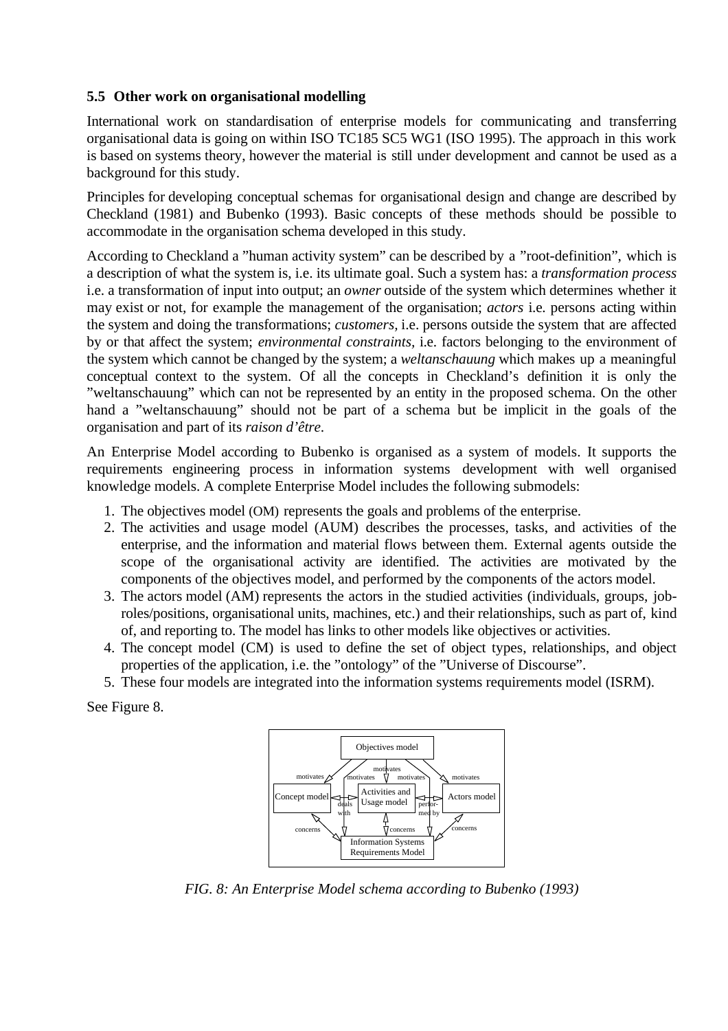### 5.5 Other work on organisational modelling

International work on standardisation of enterprise models for communicating and transferring organisational data is going on within ISO TC185 SC5 WG1 (ISO 1995). The approach in this work is based on systems theory, however the material is still under development and cannot be used as a background for this study.

Principles for developing conceptual schemas for organisational design and change are described by Checkland (1981) and Bubenko (1993). Basic concepts of these methods should be possible to accommodate in the organisation schema developed in this study.

According to Checkland a ”human activity system” can be described by a ”root-definition”, which is a description of what the system is, i.e. its ultimate goal. Such a system has: a *transformation process* i.e. a transformation of input into output; an *owner* outside of the system which determines whether it may exist or not, for example the management of the organisation; *actors* i.e. persons acting within the system and doing the transformations; *customers*, i.e. persons outside the system that are affected by or that affect the system; *environmental constraints*, i.e. factors belonging to the environment of the system which cannot be changed by the system; a *weltanschauung* which makes up a meaningful conceptual context to the system. Of all the concepts in Checkland's definition it is only the ”weltanschauung” which can not be represented by an entity in the proposed schema. On the other hand a ”weltanschauung” should not be part of a schema but be implicit in the goals of the organisation and part of its *raison d'être*.

An Enterprise Model according to Bubenko is organised as a system of models. It supports the requirements engineering process in information systems development with well organised knowledge models. A complete Enterprise Model includes the following submodels:

1. The objectives model (OM) represents the goals and problems of the enterprise.
2. The activities and usage model (AUM) describes the processes, tasks, and activities of the enterprise, and the information and material flows between them. External agents outside the scope of the organisational activity are identified. The activities are motivated by the components of the objectives model, and performed by the components of the actors model.
3. The actors model (AM) represents the actors in the studied activities (individuals, groups, job-roles/positions, organisational units, machines, etc.) and their relationships, such as part of, kind of, and reporting to. The model has links to other models like objectives or activities.
4. The concept model (CM) is used to define the set of object types, relationships, and object properties of the application, i.e. the ”ontology” of the ”Universe of Discourse”.
5. These four models are integrated into the information systems requirements model (ISRM).

See Figure 8.

*FIG. 8: An Enterprise Model schema according to Bubenko (1993)*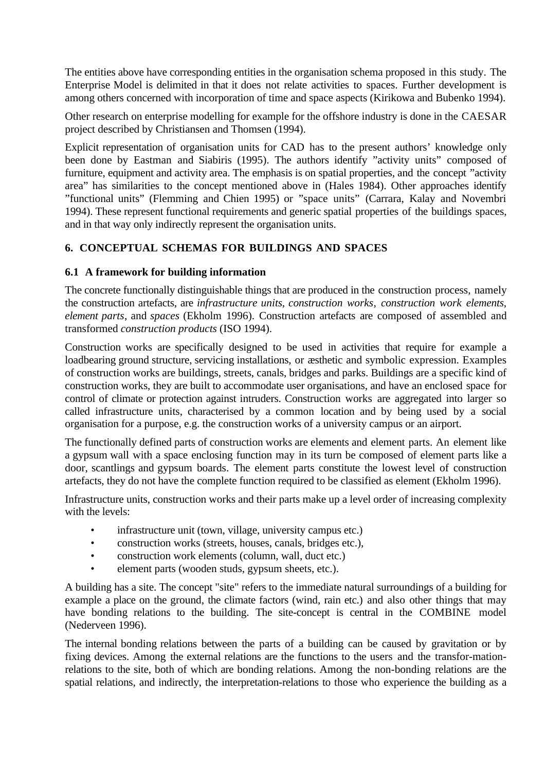The entities above have corresponding entities in the organisation schema proposed in this study. The Enterprise Model is delimited in that it does not relate activities to spaces. Further development is among others concerned with incorporation of time and space aspects (Kirikowa and Bubenko 1994).

Other research on enterprise modelling for example for the offshore industry is done in the CAESAR project described by Christiansen and Thomsen (1994).

Explicit representation of organisation units for CAD has to the present authors' knowledge only been done by Eastman and Siabiris (1995). The authors identify "activity units" composed of furniture, equipment and activity area. The emphasis is on spatial properties, and the concept "activity area" has similarities to the concept mentioned above in (Hales 1984). Other approaches identify "functional units" (Flemming and Chien 1995) or "space units" (Carrara, Kalay and Novembri 1994). These represent functional requirements and generic spatial properties of the buildings spaces, and in that way only indirectly represent the organisation units.

## 6. CONCEPTUAL SCHEMAS FOR BUILDINGS AND SPACES

### 6.1 A framework for building information

The concrete functionally distinguishable things that are produced in the construction process, namely the construction artefacts, are *infrastructure units*, *construction works*, *construction work elements*, *element parts*, and *spaces* (Ekholm 1996). Construction artefacts are composed of assembled and transformed *construction products* (ISO 1994).

Construction works are specifically designed to be used in activities that require for example a loadbearing ground structure, servicing installations, or æsthetic and symbolic expression. Examples of construction works are buildings, streets, canals, bridges and parks. Buildings are a specific kind of construction works, they are built to accommodate user organisations, and have an enclosed space for control of climate or protection against intruders. Construction works are aggregated into larger so called infrastructure units, characterised by a common location and by being used by a social organisation for a purpose, e.g. the construction works of a university campus or an airport.

The functionally defined parts of construction works are elements and element parts. An element like a gypsum wall with a space enclosing function may in its turn be composed of element parts like a door, scantlings and gypsum boards. The element parts constitute the lowest level of construction artefacts, they do not have the complete function required to be classified as element (Ekholm 1996).

Infrastructure units, construction works and their parts make up a level order of increasing complexity with the levels:

- infrastructure unit (town, village, university campus etc.)
- construction works (streets, houses, canals, bridges etc.),
- construction work elements (column, wall, duct etc.)
- element parts (wooden studs, gypsum sheets, etc.).

A building has a site. The concept "site" refers to the immediate natural surroundings of a building for example a place on the ground, the climate factors (wind, rain etc.) and also other things that may have bonding relations to the building. The site-concept is central in the COMBINE model (Nederveen 1996).

The internal bonding relations between the parts of a building can be caused by gravitation or by fixing devices. Among the external relations are the functions to the users and the transfor-mation-relations to the site, both of which are bonding relations. Among the non-bonding relations are the spatial relations, and indirectly, the interpretation-relations to those who experience the building as a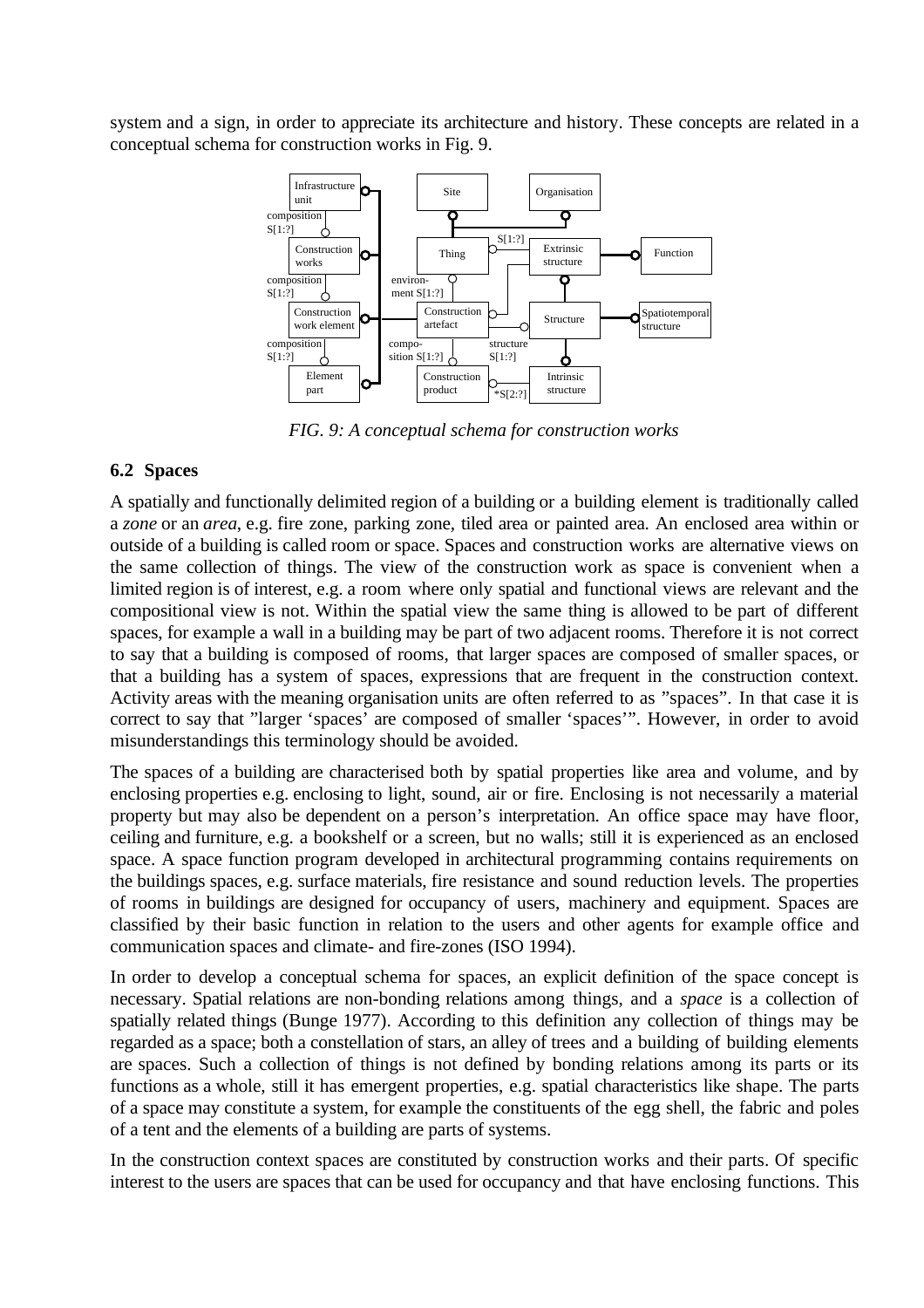system and a sign, in order to appreciate its architecture and history. These concepts are related in a conceptual schema for construction works in Fig. 9.

*FIG. 9: A conceptual schema for construction works*

## 6.2 Spaces

A spatially and functionally delimited region of a building or a building element is traditionally called a *zone* or an *area*, e.g. fire zone, parking zone, tiled area or painted area. An enclosed area within or outside of a building is called room or space. Spaces and construction works are alternative views on the same collection of things. The view of the construction work as space is convenient when a limited region is of interest, e.g. a room where only spatial and functional views are relevant and the compositional view is not. Within the spatial view the same thing is allowed to be part of different spaces, for example a wall in a building may be part of two adjacent rooms. Therefore it is not correct to say that a building is composed of rooms, that larger spaces are composed of smaller spaces, or that a building has a system of spaces, expressions that are frequent in the construction context. Activity areas with the meaning organisation units are often referred to as "spaces". In that case it is correct to say that "larger 'spaces' are composed of smaller 'spaces'". However, in order to avoid misunderstandings this terminology should be avoided.

The spaces of a building are characterised both by spatial properties like area and volume, and by enclosing properties e.g. enclosing to light, sound, air or fire. Enclosing is not necessarily a material property but may also be dependent on a person's interpretation. An office space may have floor, ceiling and furniture, e.g. a bookshelf or a screen, but no walls; still it is experienced as an enclosed space. A space function program developed in architectural programming contains requirements on the buildings spaces, e.g. surface materials, fire resistance and sound reduction levels. The properties of rooms in buildings are designed for occupancy of users, machinery and equipment. Spaces are classified by their basic function in relation to the users and other agents for example office and communication spaces and climate- and fire-zones (ISO 1994).

In order to develop a conceptual schema for spaces, an explicit definition of the space concept is necessary. Spatial relations are non-bonding relations among things, and a *space* is a collection of spatially related things (Bunge 1977). According to this definition any collection of things may be regarded as a space; both a constellation of stars, an alley of trees and a building of building elements are spaces. Such a collection of things is not defined by bonding relations among its parts or its functions as a whole, still it has emergent properties, e.g. spatial characteristics like shape. The parts of a space may constitute a system, for example the constituents of the egg shell, the fabric and poles of a tent and the elements of a building are parts of systems.

In the construction context spaces are constituted by construction works and their parts. Of specific interest to the users are spaces that can be used for occupancy and that have enclosing functions. This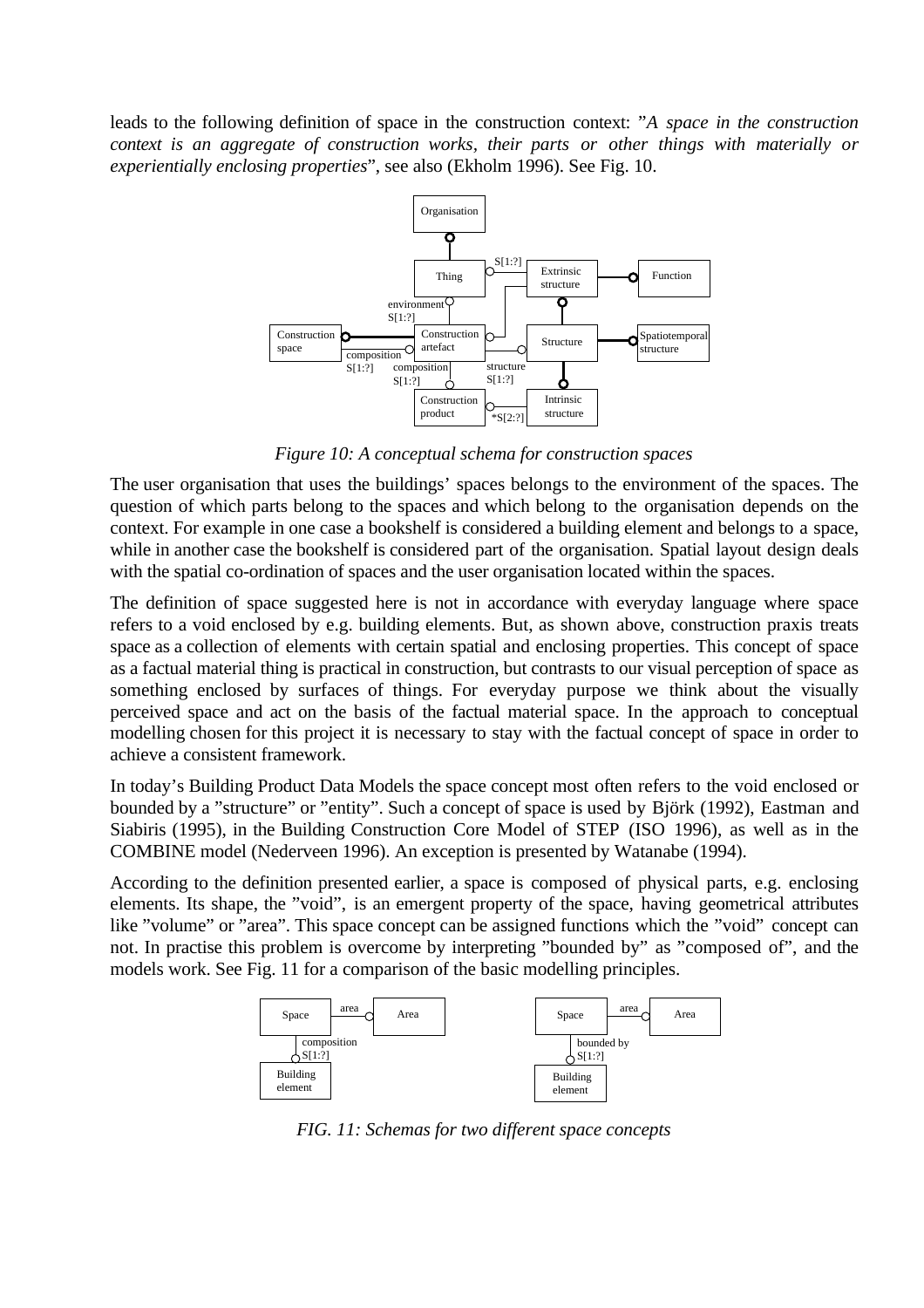leads to the following definition of space in the construction context: "*A space in the construction context is an aggregate of construction works, their parts or other things with materially or experientially enclosing properties*", see also (Ekholm 1996). See Fig. 10.

*Figure 10: A conceptual schema for construction spaces*

The user organisation that uses the buildings' spaces belongs to the environment of the spaces. The question of which parts belong to the spaces and which belong to the organisation depends on the context. For example in one case a bookshelf is considered a building element and belongs to a space, while in another case the bookshelf is considered part of the organisation. Spatial layout design deals with the spatial co-ordination of spaces and the user organisation located within the spaces.

The definition of space suggested here is not in accordance with everyday language where space refers to a void enclosed by e.g. building elements. But, as shown above, construction praxis treats space as a collection of elements with certain spatial and enclosing properties. This concept of space as a factual material thing is practical in construction, but contrasts to our visual perception of space as something enclosed by surfaces of things. For everyday purpose we think about the visually perceived space and act on the basis of the factual material space. In the approach to conceptual modelling chosen for this project it is necessary to stay with the factual concept of space in order to achieve a consistent framework.

In today's Building Product Data Models the space concept most often refers to the void enclosed or bounded by a "structure" or "entity". Such a concept of space is used by Björk (1992), Eastman and Siabiris (1995), in the Building Construction Core Model of STEP (ISO 1996), as well as in the COMBINE model (Nederveen 1996). An exception is presented by Watanabe (1994).

According to the definition presented earlier, a space is composed of physical parts, e.g. enclosing elements. Its shape, the "void", is an emergent property of the space, having geometrical attributes like "volume" or "area". This space concept can be assigned functions which the "void" concept can not. In practise this problem is overcome by interpreting "bounded by" as "composed of", and the models work. See Fig. 11 for a comparison of the basic modelling principles.

*FIG. 11: Schemas for two different space concepts*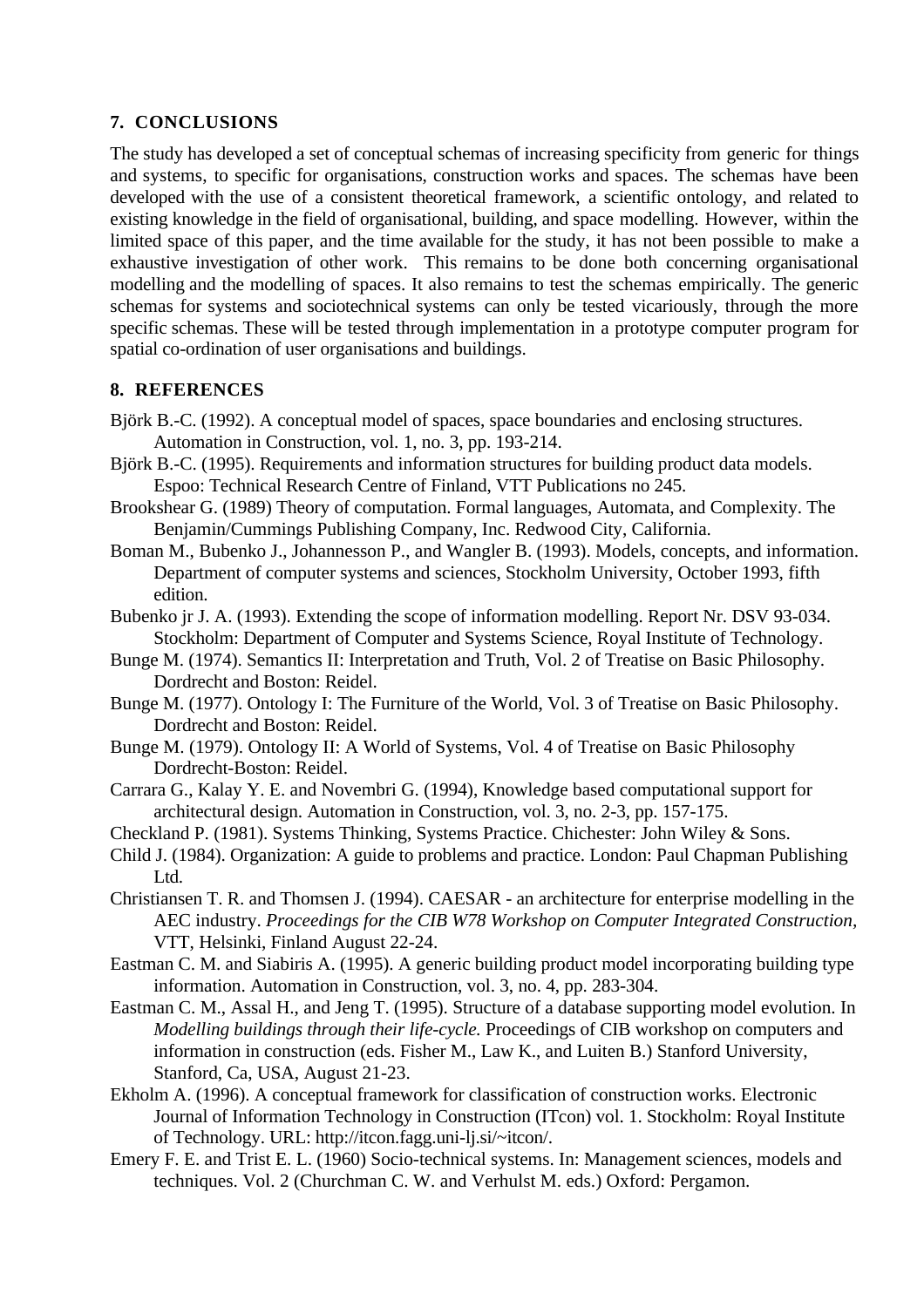## 7. CONCLUSIONS

The study has developed a set of conceptual schemas of increasing specificity from generic for things and systems, to specific for organisations, construction works and spaces. The schemas have been developed with the use of a consistent theoretical framework, a scientific ontology, and related to existing knowledge in the field of organisational, building, and space modelling. However, within the limited space of this paper, and the time available for the study, it has not been possible to make a exhaustive investigation of other work. This remains to be done both concerning organisational modelling and the modelling of spaces. It also remains to test the schemas empirically. The generic schemas for systems and sociotechnical systems can only be tested vicariously, through the more specific schemas. These will be tested through implementation in a prototype computer program for spatial co-ordination of user organisations and buildings.

## 8. REFERENCES

Björk B.-C. (1992). A conceptual model of spaces, space boundaries and enclosing structures. Automation in Construction, vol. 1, no. 3, pp. 193-214.

Björk B.-C. (1995). Requirements and information structures for building product data models. Espoo: Technical Research Centre of Finland, VTT Publications no 245.

Brookshear G. (1989) Theory of computation. Formal languages, Automata, and Complexity. The Benjamin/Cummings Publishing Company, Inc. Redwood City, California.

Boman M., Bubenko J., Johannesson P., and Wangler B. (1993). Models, concepts, and information. Department of computer systems and sciences, Stockholm University, October 1993, fifth edition.

Bubenko jr J. A. (1993). Extending the scope of information modelling. Report Nr. DSV 93-034. Stockholm: Department of Computer and Systems Science, Royal Institute of Technology.

Bunge M. (1974). Semantics II: Interpretation and Truth, Vol. 2 of Treatise on Basic Philosophy. Dordrecht and Boston: Reidel.

Bunge M. (1977). Ontology I: The Furniture of the World, Vol. 3 of Treatise on Basic Philosophy. Dordrecht and Boston: Reidel.

Bunge M. (1979). Ontology II: A World of Systems, Vol. 4 of Treatise on Basic Philosophy Dordrecht-Boston: Reidel.

Carrara G., Kalay Y. E. and Novembri G. (1994), Knowledge based computational support for architectural design. Automation in Construction, vol. 3, no. 2-3, pp. 157-175.

Checkland P. (1981). Systems Thinking, Systems Practice. Chichester: John Wiley & Sons.

Child J. (1984). Organization: A guide to problems and practice. London: Paul Chapman Publishing Ltd.

Christiansen T. R. and Thomsen J. (1994). CAESAR - an architecture for enterprise modelling in the AEC industry. *Proceedings for the CIB W78 Workshop on Computer Integrated Construction*, VTT, Helsinki, Finland August 22-24.

Eastman C. M. and Siabiris A. (1995). A generic building product model incorporating building type information. Automation in Construction, vol. 3, no. 4, pp. 283-304.

Eastman C. M., Assal H., and Jeng T. (1995). Structure of a database supporting model evolution. In *Modelling buildings through their life-cycle.* Proceedings of CIB workshop on computers and information in construction (eds. Fisher M., Law K., and Luiten B.) Stanford University, Stanford, Ca, USA, August 21-23.

Ekholm A. (1996). A conceptual framework for classification of construction works. Electronic Journal of Information Technology in Construction (ITcon) vol. 1. Stockholm: Royal Institute of Technology. URL: http://itcon.fagg.uni-lj.si/~itcon/.

Emery F. E. and Trist E. L. (1960) Socio-technical systems. In: Management sciences, models and techniques. Vol. 2 (Churchman C. W. and Verhulst M. eds.) Oxford: Pergamon.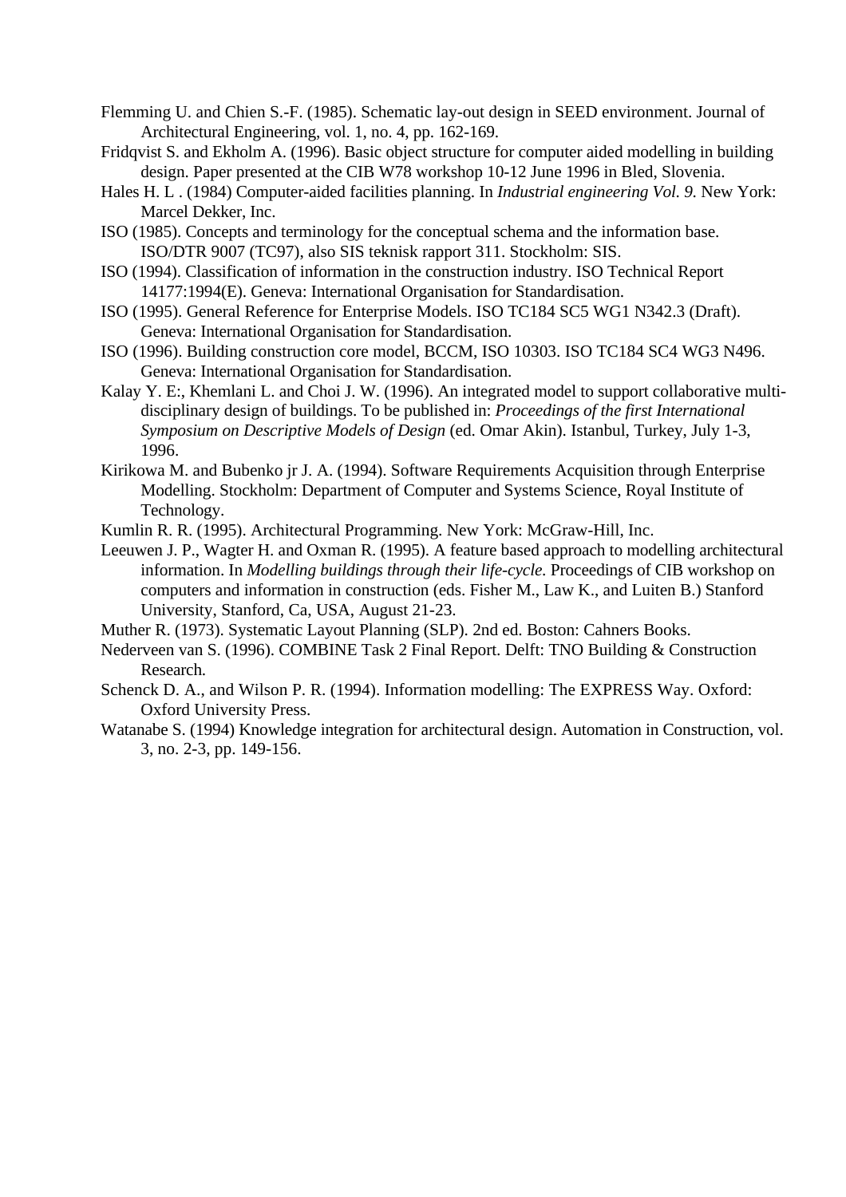Flemming U. and Chien S.-F. (1985). Schematic lay-out design in SEED environment. Journal of Architectural Engineering, vol. 1, no. 4, pp. 162-169.

Fridqvist S. and Ekholm A. (1996). Basic object structure for computer aided modelling in building design. Paper presented at the CIB W78 workshop 10-12 June 1996 in Bled, Slovenia.

Hales H. L . (1984) Computer-aided facilities planning. In *Industrial engineering Vol. 9.* New York: Marcel Dekker, Inc.

ISO (1985). Concepts and terminology for the conceptual schema and the information base. ISO/DTR 9007 (TC97), also SIS teknisk rapport 311. Stockholm: SIS.

ISO (1994). Classification of information in the construction industry. ISO Technical Report 14177:1994(E). Geneva: International Organisation for Standardisation.

ISO (1995). General Reference for Enterprise Models. ISO TC184 SC5 WG1 N342.3 (Draft). Geneva: International Organisation for Standardisation.

ISO (1996). Building construction core model, BCCM, ISO 10303. ISO TC184 SC4 WG3 N496. Geneva: International Organisation for Standardisation.

Kalay Y. E:, Khemlani L. and Choi J. W. (1996). An integrated model to support collaborative multi-disciplinary design of buildings. To be published in: *Proceedings of the first International Symposium on Descriptive Models of Design* (ed. Omar Akin). Istanbul, Turkey, July 1-3, 1996.

Kirikowa M. and Bubenko jr J. A. (1994). Software Requirements Acquisition through Enterprise Modelling. Stockholm: Department of Computer and Systems Science, Royal Institute of Technology.

Kumlin R. R. (1995). Architectural Programming. New York: McGraw-Hill, Inc.

Leeuwen J. P., Wagter H. and Oxman R. (1995). A feature based approach to modelling architectural information. In *Modelling buildings through their life-cycle.* Proceedings of CIB workshop on computers and information in construction (eds. Fisher M., Law K., and Luiten B.) Stanford University, Stanford, Ca, USA, August 21-23.

Muther R. (1973). Systematic Layout Planning (SLP). 2nd ed. Boston: Cahners Books.

Nederveen van S. (1996). COMBINE Task 2 Final Report. Delft: TNO Building & Construction Research.

Schenck D. A., and Wilson P. R. (1994). Information modelling: The EXPRESS Way. Oxford: Oxford University Press.

Watanabe S. (1994) Knowledge integration for architectural design. Automation in Construction, vol. 3, no. 2-3, pp. 149-156.